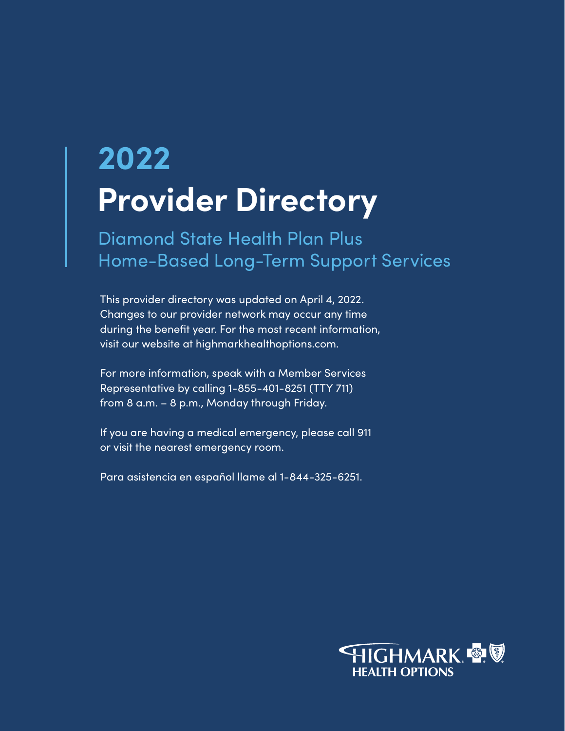# 2022

# Provider Directory

## Diamond State Health Plan Plus
## Home-Based Long-Term Support Services

This provider directory was updated on April 4, 2022. Changes to our provider network may occur any time during the benefit year. For the most recent information, visit our website at highmarkhealthoptions.com.

For more information, speak with a Member Services Representative by calling 1-855-401-8251 (TTY 711) from 8 a.m. – 8 p.m., Monday through Friday.

If you are having a medical emergency, please call 911 or visit the nearest emergency room.

Para asistencia en español llame al 1-844-325-6251.

HIGHMARK HEALTH OPTIONS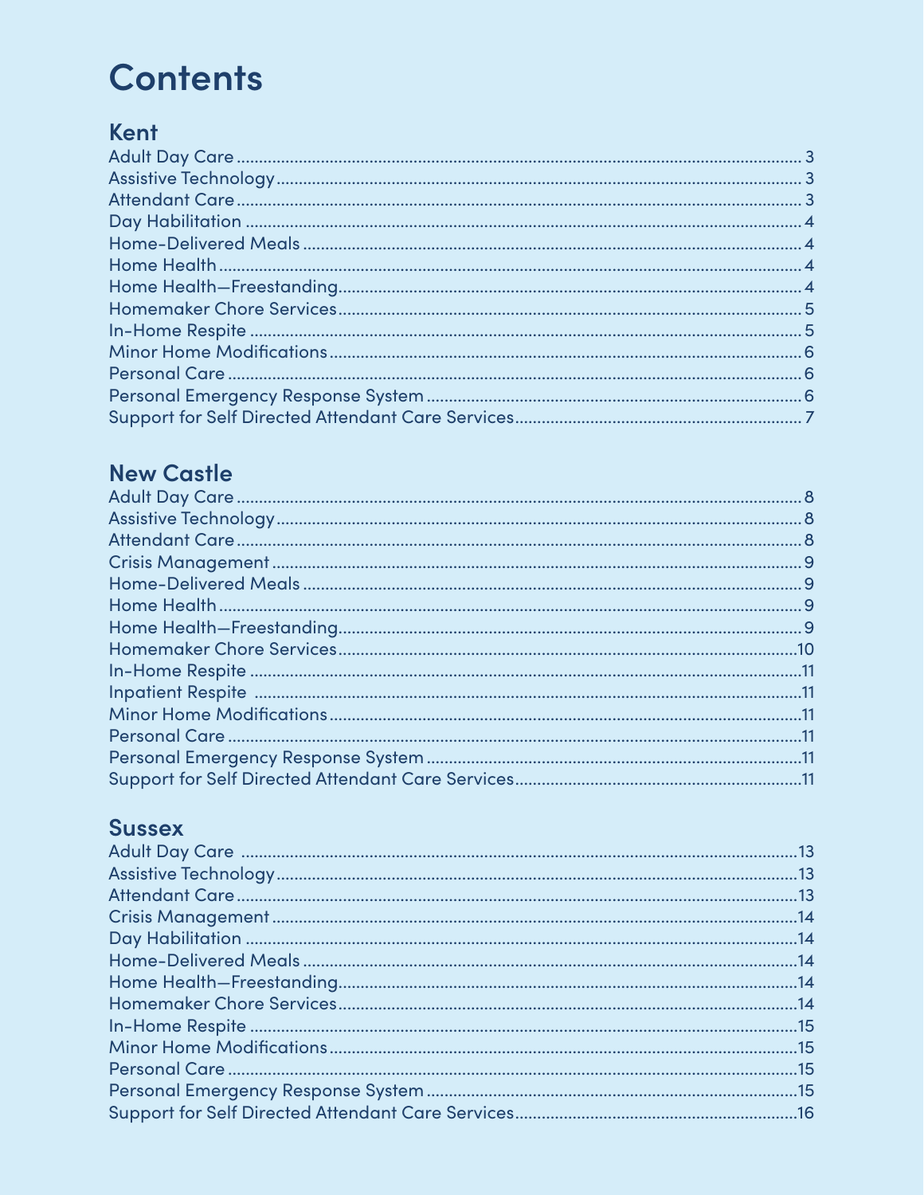# Contents

## Kent

Adult Day Care ........ 3
Assistive Technology ........ 3
Attendant Care ........ 3
Day Habilitation ........ 4
Home-Delivered Meals ........ 4
Home Health ........ 4
Home Health—Freestanding ........ 4
Homemaker Chore Services ........ 5
In-Home Respite ........ 5
Minor Home Modifications ........ 6
Personal Care ........ 6
Personal Emergency Response System ........ 6
Support for Self Directed Attendant Care Services ........ 7

## New Castle

Adult Day Care ........ 8
Assistive Technology ........ 8
Attendant Care ........ 8
Crisis Management ........ 9
Home-Delivered Meals ........ 9
Home Health ........ 9
Home Health—Freestanding ........ 9
Homemaker Chore Services ........ 10
In-Home Respite ........ 11
Inpatient Respite ........ 11
Minor Home Modifications ........ 11
Personal Care ........ 11
Personal Emergency Response System ........ 11
Support for Self Directed Attendant Care Services ........ 11

## Sussex

Adult Day Care ........ 13
Assistive Technology ........ 13
Attendant Care ........ 13
Crisis Management ........ 14
Day Habilitation ........ 14
Home-Delivered Meals ........ 14
Home Health—Freestanding ........ 14
Homemaker Chore Services ........ 14
In-Home Respite ........ 15
Minor Home Modifications ........ 15
Personal Care ........ 15
Personal Emergency Response System ........ 15
Support for Self Directed Attendant Care Services ........ 16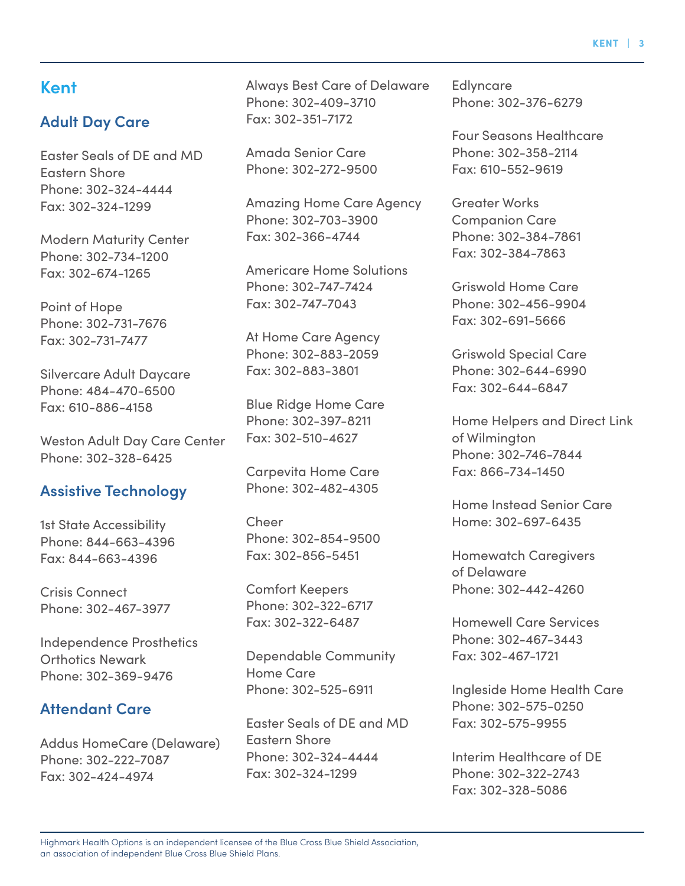# Kent

## Adult Day Care

Easter Seals of DE and MD Eastern Shore
Phone: 302-324-4444
Fax: 302-324-1299

Modern Maturity Center
Phone: 302-734-1200
Fax: 302-674-1265

Point of Hope
Phone: 302-731-7676
Fax: 302-731-7477

Silvercare Adult Daycare
Phone: 484-470-6500
Fax: 610-886-4158

Weston Adult Day Care Center
Phone: 302-328-6425

## Assistive Technology

1st State Accessibility
Phone: 844-663-4396
Fax: 844-663-4396

Crisis Connect
Phone: 302-467-3977

Independence Prosthetics Orthotics Newark
Phone: 302-369-9476

## Attendant Care

Addus HomeCare (Delaware)
Phone: 302-222-7087
Fax: 302-424-4974

Always Best Care of Delaware
Phone: 302-409-3710
Fax: 302-351-7172

Amada Senior Care
Phone: 302-272-9500

Amazing Home Care Agency
Phone: 302-703-3900
Fax: 302-366-4744

Americare Home Solutions
Phone: 302-747-7424
Fax: 302-747-7043

At Home Care Agency
Phone: 302-883-2059
Fax: 302-883-3801

Blue Ridge Home Care
Phone: 302-397-8211
Fax: 302-510-4627

Carpevita Home Care
Phone: 302-482-4305

Cheer
Phone: 302-854-9500
Fax: 302-856-5451

Comfort Keepers
Phone: 302-322-6717
Fax: 302-322-6487

Dependable Community Home Care
Phone: 302-525-6911

Easter Seals of DE and MD Eastern Shore
Phone: 302-324-4444
Fax: 302-324-1299

Edlyncare
Phone: 302-376-6279

Four Seasons Healthcare
Phone: 302-358-2114
Fax: 610-552-9619

Greater Works Companion Care
Phone: 302-384-7861
Fax: 302-384-7863

Griswold Home Care
Phone: 302-456-9904
Fax: 302-691-5666

Griswold Special Care
Phone: 302-644-6990
Fax: 302-644-6847

Home Helpers and Direct Link of Wilmington
Phone: 302-746-7844
Fax: 866-734-1450

Home Instead Senior Care
Home: 302-697-6435

Homewatch Caregivers of Delaware
Phone: 302-442-4260

Homewell Care Services
Phone: 302-467-3443
Fax: 302-467-1721

Ingleside Home Health Care
Phone: 302-575-0250
Fax: 302-575-9955

Interim Healthcare of DE
Phone: 302-322-2743
Fax: 302-328-5086

Highmark Health Options is an independent licensee of the Blue Cross Blue Shield Association, an association of independent Blue Cross Blue Shield Plans.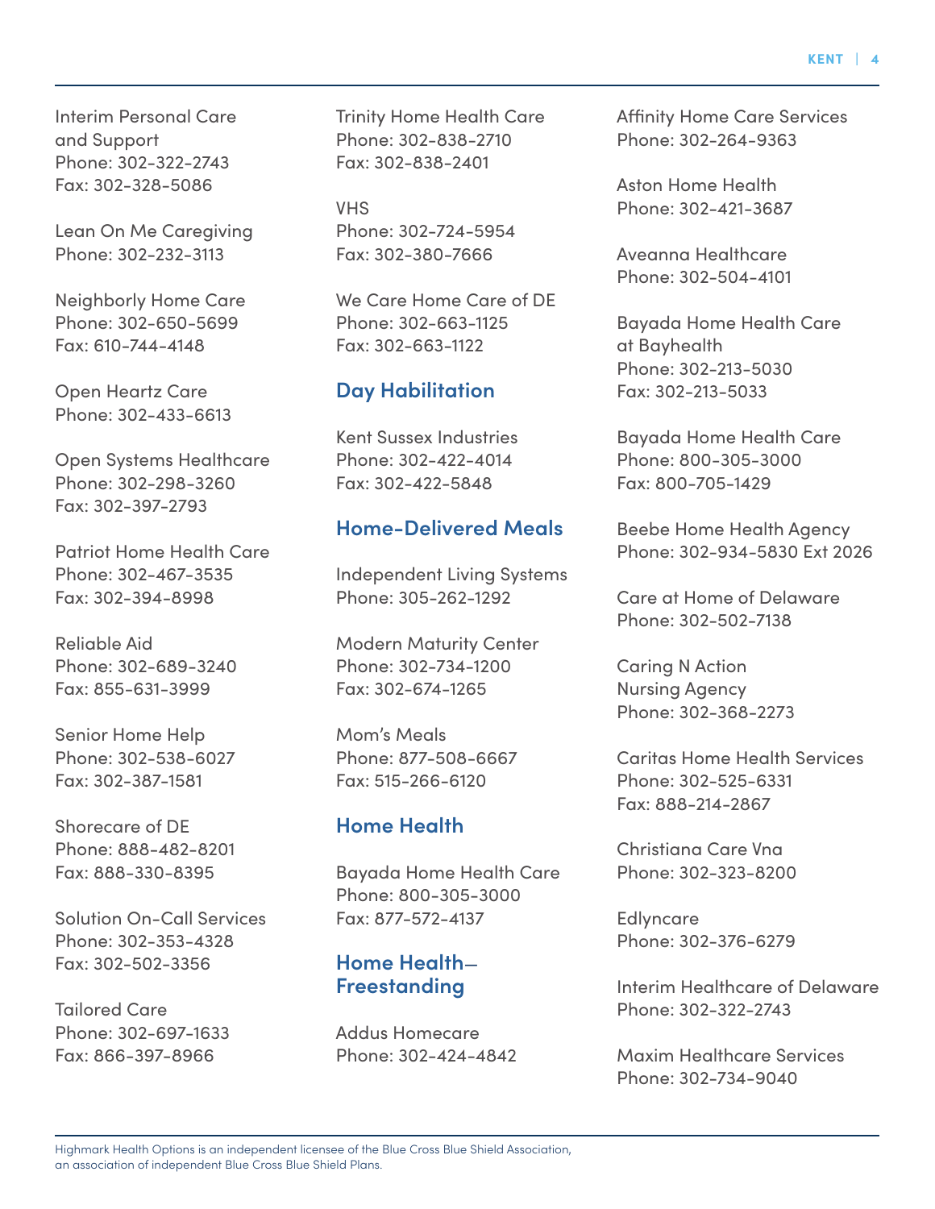Interim Personal Care and Support
Phone: 302-322-2743
Fax: 302-328-5086

Lean On Me Caregiving
Phone: 302-232-3113

Neighborly Home Care
Phone: 302-650-5699
Fax: 610-744-4148

Open Heartz Care
Phone: 302-433-6613

Open Systems Healthcare
Phone: 302-298-3260
Fax: 302-397-2793

Patriot Home Health Care
Phone: 302-467-3535
Fax: 302-394-8998

Reliable Aid
Phone: 302-689-3240
Fax: 855-631-3999

Senior Home Help
Phone: 302-538-6027
Fax: 302-387-1581

Shorecare of DE
Phone: 888-482-8201
Fax: 888-330-8395

Solution On-Call Services
Phone: 302-353-4328
Fax: 302-502-3356

Tailored Care
Phone: 302-697-1633
Fax: 866-397-8966

Trinity Home Health Care
Phone: 302-838-2710
Fax: 302-838-2401

VHS
Phone: 302-724-5954
Fax: 302-380-7666

We Care Home Care of DE
Phone: 302-663-1125
Fax: 302-663-1122

## Day Habilitation

Kent Sussex Industries
Phone: 302-422-4014
Fax: 302-422-5848

## Home-Delivered Meals

Independent Living Systems
Phone: 305-262-1292

Modern Maturity Center
Phone: 302-734-1200
Fax: 302-674-1265

Mom's Meals
Phone: 877-508-6667
Fax: 515-266-6120

## Home Health

Bayada Home Health Care
Phone: 800-305-3000
Fax: 877-572-4137

## Home Health—Freestanding

Addus Homecare
Phone: 302-424-4842

Affinity Home Care Services
Phone: 302-264-9363

Aston Home Health
Phone: 302-421-3687

Aveanna Healthcare
Phone: 302-504-4101

Bayada Home Health Care at Bayhealth
Phone: 302-213-5030
Fax: 302-213-5033

Bayada Home Health Care
Phone: 800-305-3000
Fax: 800-705-1429

Beebe Home Health Agency
Phone: 302-934-5830 Ext 2026

Care at Home of Delaware
Phone: 302-502-7138

Caring N Action Nursing Agency
Phone: 302-368-2273

Caritas Home Health Services
Phone: 302-525-6331
Fax: 888-214-2867

Christiana Care Vna
Phone: 302-323-8200

Edlyncare
Phone: 302-376-6279

Interim Healthcare of Delaware
Phone: 302-322-2743

Maxim Healthcare Services
Phone: 302-734-9040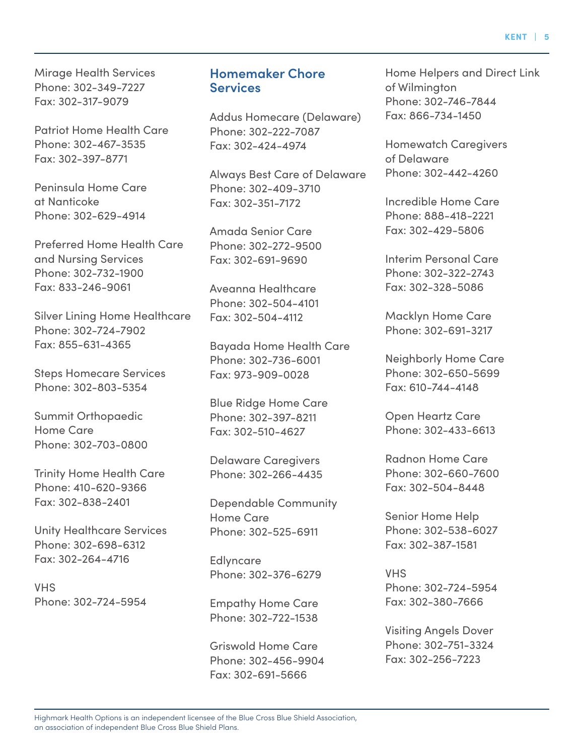Mirage Health Services
Phone: 302-349-7227
Fax: 317-317-9079

Patriot Home Health Care
Phone: 302-467-3535
Fax: 302-397-8771

Peninsula Home Care at Nanticoke
Phone: 302-629-4914

Preferred Home Health Care and Nursing Services
Phone: 302-732-1900
Fax: 833-246-9061

Silver Lining Home Healthcare
Phone: 302-724-7902
Fax: 855-631-4365

Steps Homecare Services
Phone: 302-803-5354

Summit Orthopaedic Home Care
Phone: 302-703-0800

Trinity Home Health Care
Phone: 410-620-9366
Fax: 302-838-2401

Unity Healthcare Services
Phone: 302-698-6312
Fax: 302-264-4716

VHS
Phone: 302-724-5954

## Homemaker Chore Services

Addus Homecare (Delaware)
Phone: 302-222-7087
Fax: 302-424-4974

Always Best Care of Delaware
Phone: 302-409-3710
Fax: 302-351-7172

Amada Senior Care
Phone: 302-272-9500
Fax: 302-691-9690

Aveanna Healthcare
Phone: 302-504-4101
Fax: 302-504-4112

Bayada Home Health Care
Phone: 302-736-6001
Fax: 973-909-0028

Blue Ridge Home Care
Phone: 302-397-8211
Fax: 302-510-4627

Delaware Caregivers
Phone: 302-266-4435

Dependable Community Home Care
Phone: 302-525-6911

Edlyncare
Phone: 302-376-6279

Empathy Home Care
Phone: 302-722-1538

Griswold Home Care
Phone: 302-456-9904
Fax: 302-691-5666

Home Helpers and Direct Link of Wilmington
Phone: 302-746-7844
Fax: 866-734-1450

Homewatch Caregivers of Delaware
Phone: 302-442-4260

Incredible Home Care
Phone: 888-418-2221
Fax: 302-429-5806

Interim Personal Care
Phone: 302-322-2743
Fax: 302-328-5086

Macklyn Home Care
Phone: 302-691-3217

Neighborly Home Care
Phone: 302-650-5699
Fax: 610-744-4148

Open Heartz Care
Phone: 302-433-6613

Radnon Home Care
Phone: 302-660-7600
Fax: 302-504-8448

Senior Home Help
Phone: 302-538-6027
Fax: 302-387-1581

VHS
Phone: 302-724-5954
Fax: 302-380-7666

Visiting Angels Dover
Phone: 302-751-3324
Fax: 302-256-7223

Highmark Health Options is an independent licensee of the Blue Cross Blue Shield Association, an association of independent Blue Cross Blue Shield Plans.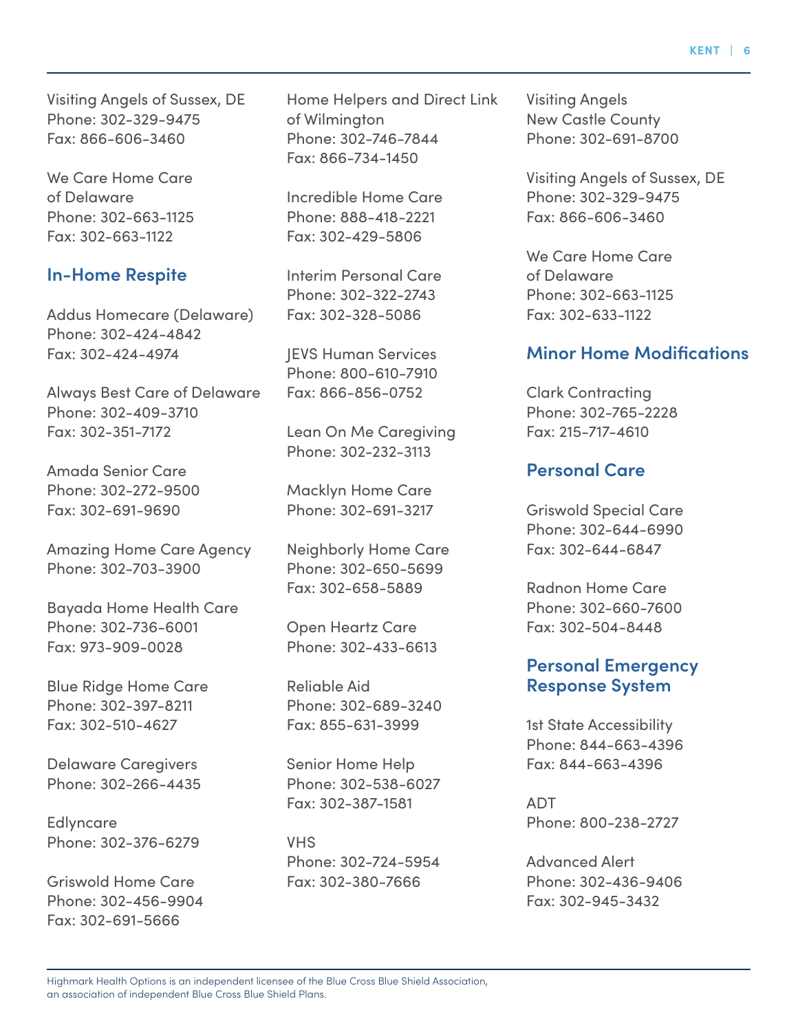Visiting Angels of Sussex, DE
Phone: 302-329-9475
Fax: 866-606-3460

We Care Home Care of Delaware
Phone: 302-663-1125
Fax: 302-663-1122

## In-Home Respite

Addus Homecare (Delaware)
Phone: 302-424-4842
Fax: 302-424-4974

Always Best Care of Delaware
Phone: 302-409-3710
Fax: 302-351-7172

Amada Senior Care
Phone: 302-272-9500
Fax: 302-691-9690

Amazing Home Care Agency
Phone: 302-703-3900

Bayada Home Health Care
Phone: 302-736-6001
Fax: 973-909-0028

Blue Ridge Home Care
Phone: 302-397-8211
Fax: 302-510-4627

Delaware Caregivers
Phone: 302-266-4435

Edlyncare
Phone: 302-376-6279

Griswold Home Care
Phone: 302-456-9904
Fax: 302-691-5666

Home Helpers and Direct Link of Wilmington
Phone: 302-746-7844
Fax: 866-734-1450

Incredible Home Care
Phone: 888-418-2221
Fax: 302-429-5806

Interim Personal Care
Phone: 302-322-2743
Fax: 302-328-5086

JEVS Human Services
Phone: 800-610-7910
Fax: 866-856-0752

Lean On Me Caregiving
Phone: 302-232-3113

Macklyn Home Care
Phone: 302-691-3217

Neighborly Home Care
Phone: 302-650-5699
Fax: 302-658-5889

Open Heartz Care
Phone: 302-433-6613

Reliable Aid
Phone: 302-689-3240
Fax: 855-631-3999

Senior Home Help
Phone: 302-538-6027
Fax: 302-387-1581

VHS
Phone: 302-724-5954
Fax: 302-380-7666

Visiting Angels New Castle County
Phone: 302-691-8700

Visiting Angels of Sussex, DE
Phone: 302-329-9475
Fax: 866-606-3460

We Care Home Care of Delaware
Phone: 302-663-1125
Fax: 302-633-1122

## Minor Home Modifications

Clark Contracting
Phone: 302-765-2228
Fax: 215-717-4610

## Personal Care

Griswold Special Care
Phone: 302-644-6990
Fax: 302-644-6847

Radnon Home Care
Phone: 302-660-7600
Fax: 302-504-8448

## Personal Emergency Response System

1st State Accessibility
Phone: 844-663-4396
Fax: 844-663-4396

ADT
Phone: 800-238-2727

Advanced Alert
Phone: 302-436-9406
Fax: 302-945-3432

Highmark Health Options is an independent licensee of the Blue Cross Blue Shield Association, an association of independent Blue Cross Blue Shield Plans.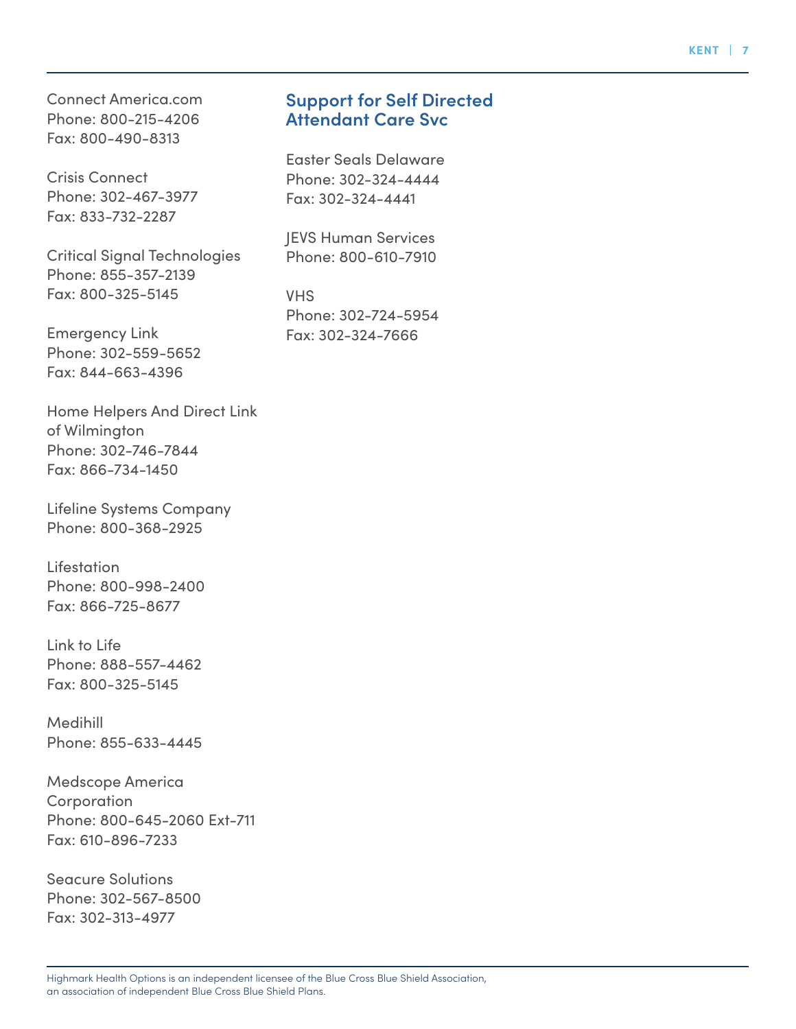Connect America.com
Phone: 800-215-4206
Fax: 800-490-8313

Crisis Connect
Phone: 302-467-3977
Fax: 833-732-2287

Critical Signal Technologies
Phone: 855-357-2139
Fax: 800-325-5145

Emergency Link
Phone: 302-559-5652
Fax: 844-663-4396

Home Helpers And Direct Link of Wilmington
Phone: 302-746-7844
Fax: 866-734-1450

Lifeline Systems Company
Phone: 800-368-2925

Lifestation
Phone: 800-998-2400
Fax: 866-725-8677

Link to Life
Phone: 888-557-4462
Fax: 800-325-5145

Medihill
Phone: 855-633-4445

Medscope America Corporation
Phone: 800-645-2060 Ext-711
Fax: 610-896-7233

Seacure Solutions
Phone: 302-567-8500
Fax: 302-313-4977

## Support for Self Directed Attendant Care Svc

Easter Seals Delaware
Phone: 302-324-4444
Fax: 302-324-4441

JEVS Human Services
Phone: 800-610-7910

VHS
Phone: 302-724-5954
Fax: 302-324-7666

Highmark Health Options is an independent licensee of the Blue Cross Blue Shield Association, an association of independent Blue Cross Blue Shield Plans.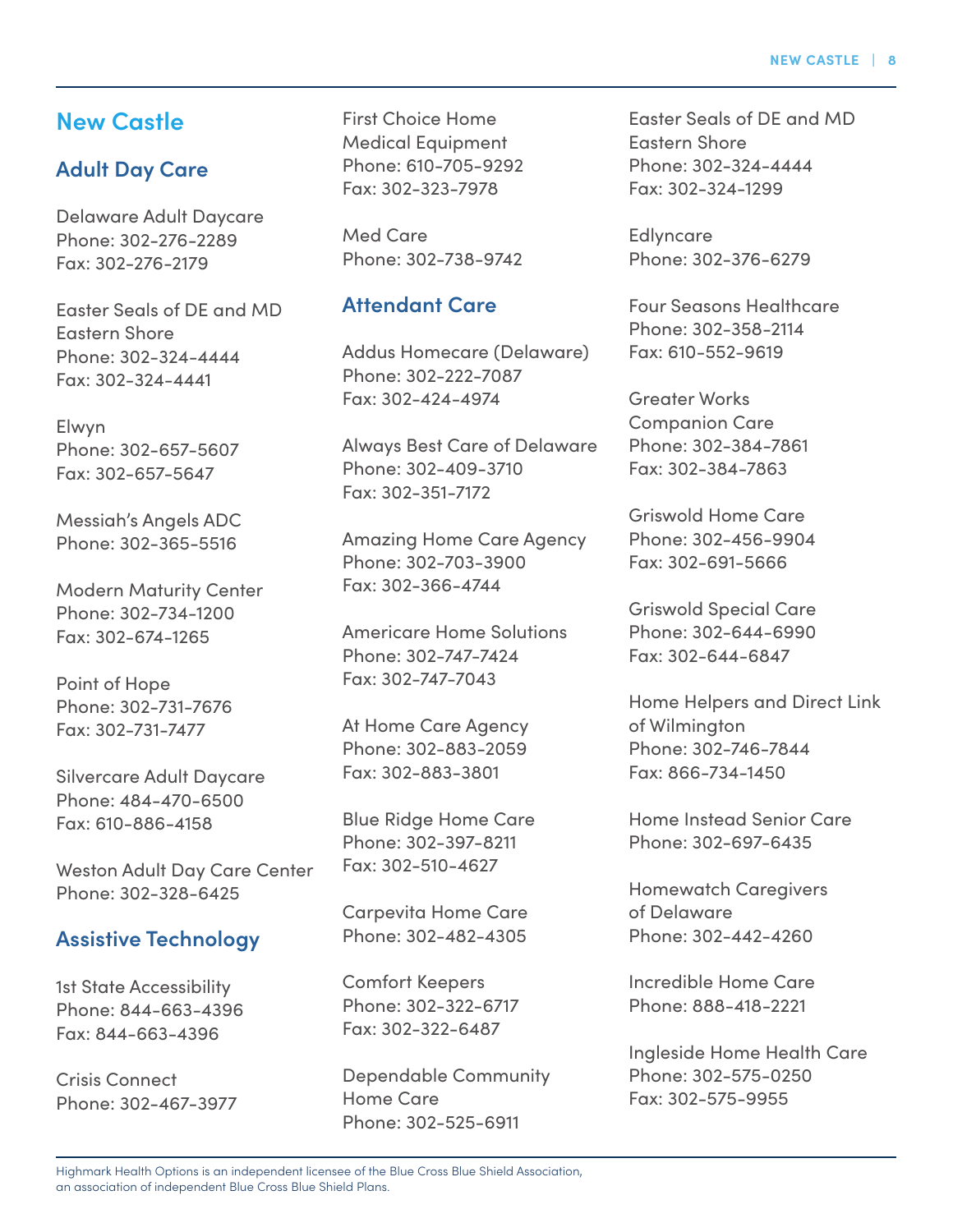# New Castle

## Adult Day Care

Delaware Adult Daycare
Phone: 302-276-2289
Fax: 302-276-2179

Easter Seals of DE and MD Eastern Shore
Phone: 302-324-4444
Fax: 302-324-4441

Elwyn
Phone: 302-657-5607
Fax: 302-657-5647

Messiah's Angels ADC
Phone: 302-365-5516

Modern Maturity Center
Phone: 302-734-1200
Fax: 302-674-1265

Point of Hope
Phone: 302-731-7676
Fax: 302-731-7477

Silvercare Adult Daycare
Phone: 484-470-6500
Fax: 610-886-4158

Weston Adult Day Care Center
Phone: 302-328-6425

## Assistive Technology

1st State Accessibility
Phone: 844-663-4396
Fax: 844-663-4396

Crisis Connect
Phone: 302-467-3977

First Choice Home Medical Equipment
Phone: 610-705-9292
Fax: 302-323-7978

Med Care
Phone: 302-738-9742

## Attendant Care

Addus Homecare (Delaware)
Phone: 302-222-7087
Fax: 302-424-4974

Always Best Care of Delaware
Phone: 302-409-3710
Fax: 302-351-7172

Amazing Home Care Agency
Phone: 302-703-3900
Fax: 302-366-4744

Americare Home Solutions
Phone: 302-747-7424
Fax: 302-747-7043

At Home Care Agency
Phone: 302-883-2059
Fax: 302-883-3801

Blue Ridge Home Care
Phone: 302-397-8211
Fax: 302-510-4627

Carpevita Home Care
Phone: 302-482-4305

Comfort Keepers
Phone: 302-322-6717
Fax: 302-322-6487

Dependable Community Home Care
Phone: 302-525-6911

Easter Seals of DE and MD Eastern Shore
Phone: 302-324-4444
Fax: 302-324-1299

Edlyncare
Phone: 302-376-6279

Four Seasons Healthcare
Phone: 302-358-2114
Fax: 610-552-9619

Greater Works Companion Care
Phone: 302-384-7861
Fax: 302-384-7863

Griswold Home Care
Phone: 302-456-9904
Fax: 302-691-5666

Griswold Special Care
Phone: 302-644-6990
Fax: 302-644-6847

Home Helpers and Direct Link of Wilmington
Phone: 302-746-7844
Fax: 866-734-1450

Home Instead Senior Care
Phone: 302-697-6435

Homewatch Caregivers of Delaware
Phone: 302-442-4260

Incredible Home Care
Phone: 888-418-2221

Ingleside Home Health Care
Phone: 302-575-0250
Fax: 302-575-9955

Highmark Health Options is an independent licensee of the Blue Cross Blue Shield Association, an association of independent Blue Cross Blue Shield Plans.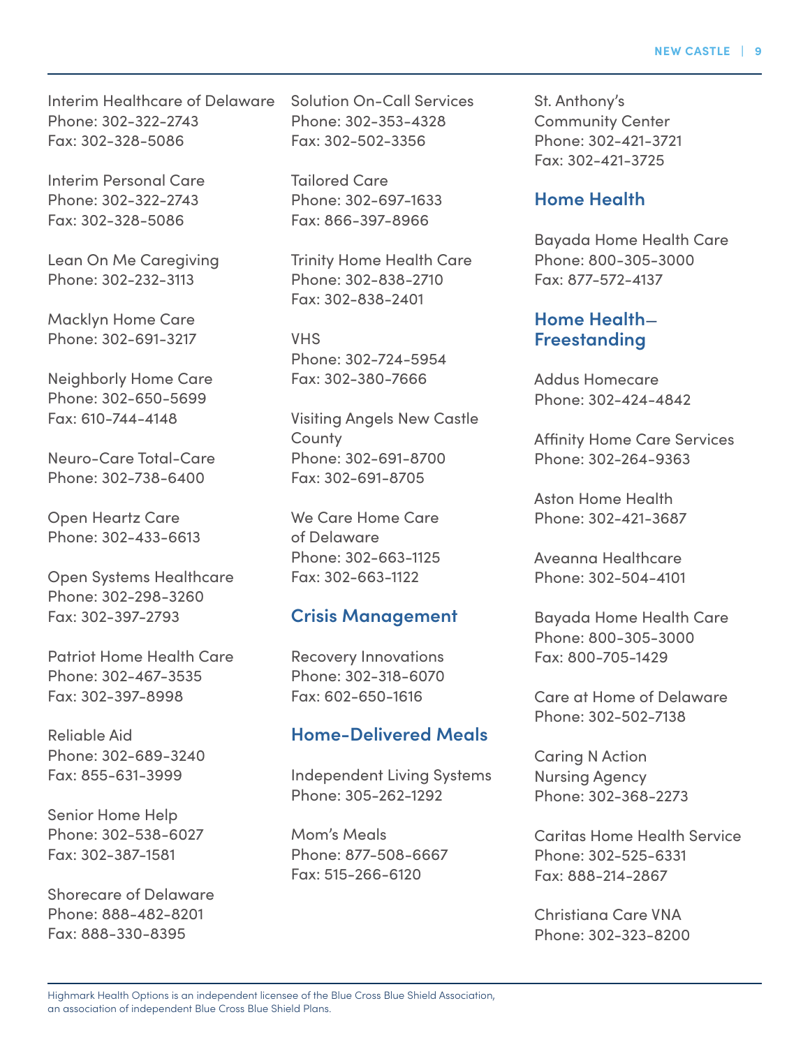Interim Healthcare of Delaware
Phone: 302-322-2743
Fax: 302-328-5086

Interim Personal Care
Phone: 302-322-2743
Fax: 302-328-5086

Lean On Me Caregiving
Phone: 302-232-3113

Macklyn Home Care
Phone: 302-691-3217

Neighborly Home Care
Phone: 302-650-5699
Fax: 610-744-4148

Neuro-Care Total-Care
Phone: 302-738-6400

Open Heartz Care
Phone: 302-433-6613

Open Systems Healthcare
Phone: 302-298-3260
Fax: 302-397-2793

Patriot Home Health Care
Phone: 302-467-3535
Fax: 302-397-8998

Reliable Aid
Phone: 302-689-3240
Fax: 855-631-3999

Senior Home Help
Phone: 302-538-6027
Fax: 302-387-1581

Shorecare of Delaware
Phone: 888-482-8201
Fax: 888-330-8395

Solution On-Call Services
Phone: 302-353-4328
Fax: 302-502-3356

Tailored Care
Phone: 302-697-1633
Fax: 866-397-8966

Trinity Home Health Care
Phone: 302-838-2710
Fax: 302-838-2401

VHS
Phone: 302-724-5954
Fax: 302-380-7666

Visiting Angels New Castle County
Phone: 302-691-8700
Fax: 302-691-8705

We Care Home Care of Delaware
Phone: 302-663-1125
Fax: 302-663-1122

## Crisis Management

Recovery Innovations
Phone: 302-318-6070
Fax: 602-650-1616

## Home-Delivered Meals

Independent Living Systems
Phone: 305-262-1292

Mom's Meals
Phone: 877-508-6667
Fax: 515-266-6120

St. Anthony's Community Center
Phone: 302-421-3721
Fax: 302-421-3725

## Home Health

Bayada Home Health Care
Phone: 800-305-3000
Fax: 877-572-4137

## Home Health—Freestanding

Addus Homecare
Phone: 302-424-4842

Affinity Home Care Services
Phone: 302-264-9363

Aston Home Health
Phone: 302-421-3687

Aveanna Healthcare
Phone: 302-504-4101

Bayada Home Health Care
Phone: 800-305-3000
Fax: 800-705-1429

Care at Home of Delaware
Phone: 302-502-7138

Caring N Action Nursing Agency
Phone: 302-368-2273

Caritas Home Health Service
Phone: 302-525-6331
Fax: 888-214-2867

Christiana Care VNA
Phone: 302-323-8200

Highmark Health Options is an independent licensee of the Blue Cross Blue Shield Association, an association of independent Blue Cross Blue Shield Plans.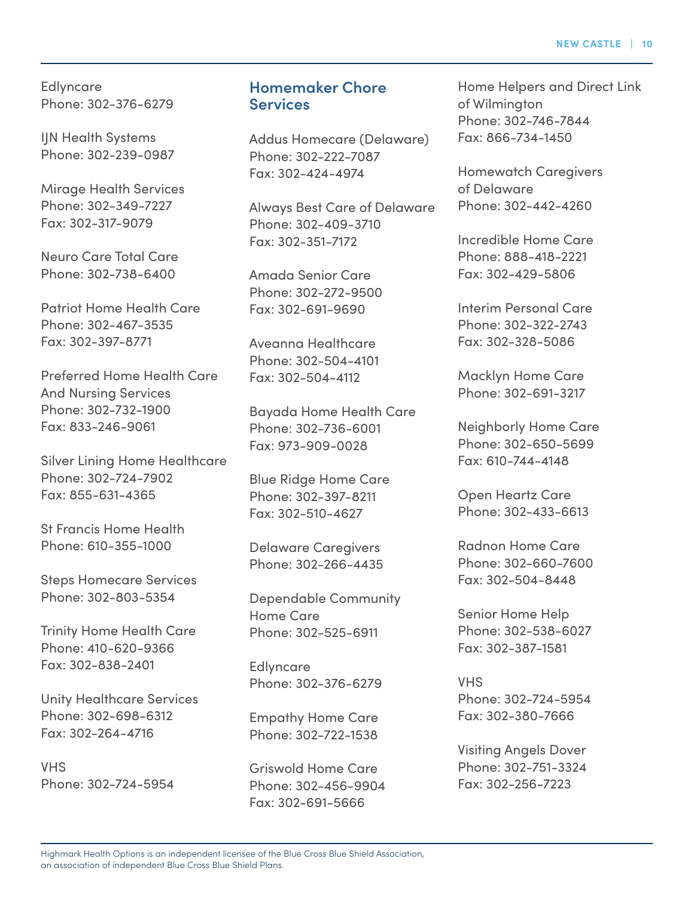Edlyncare
Phone: 302-376-6279

IJN Health Systems
Phone: 302-239-0987

Mirage Health Services
Phone: 302-349-7227
Fax: 302-317-9079

Neuro Care Total Care
Phone: 302-738-6400

Patriot Home Health Care
Phone: 302-467-3535
Fax: 302-397-8771

Preferred Home Health Care And Nursing Services
Phone: 302-732-1900
Fax: 833-246-9061

Silver Lining Home Healthcare
Phone: 302-724-7902
Fax: 855-631-4365

St Francis Home Health
Phone: 610-355-1000

Steps Homecare Services
Phone: 302-803-5354

Trinity Home Health Care
Phone: 410-620-9366
Fax: 302-838-2401

Unity Healthcare Services
Phone: 302-698-6312
Fax: 302-264-4716

VHS
Phone: 302-724-5954

## Homemaker Chore Services

Addus Homecare (Delaware)
Phone: 302-222-7087
Fax: 302-424-4974

Always Best Care of Delaware
Phone: 302-409-3710
Fax: 302-351-7172

Amada Senior Care
Phone: 302-272-9500
Fax: 302-691-9690

Aveanna Healthcare
Phone: 302-504-4101
Fax: 302-504-4112

Bayada Home Health Care
Phone: 302-736-6001
Fax: 973-909-0028

Blue Ridge Home Care
Phone: 302-397-8211
Fax: 302-510-4627

Delaware Caregivers
Phone: 302-266-4435

Dependable Community Home Care
Phone: 302-525-6911

Edlyncare
Phone: 302-376-6279

Empathy Home Care
Phone: 302-722-1538

Griswold Home Care
Phone: 302-456-9904
Fax: 302-691-5666

Home Helpers and Direct Link of Wilmington
Phone: 302-746-7844
Fax: 866-734-1450

Homewatch Caregivers of Delaware
Phone: 302-442-4260

Incredible Home Care
Phone: 888-418-2221
Fax: 302-429-5806

Interim Personal Care
Phone: 302-322-2743
Fax: 302-328-5086

Macklyn Home Care
Phone: 302-691-3217

Neighborly Home Care
Phone: 302-650-5699
Fax: 610-744-4148

Open Heartz Care
Phone: 302-433-6613

Radnon Home Care
Phone: 302-660-7600
Fax: 302-504-8448

Senior Home Help
Phone: 302-538-6027
Fax: 302-387-1581

VHS
Phone: 302-724-5954
Fax: 302-380-7666

Visiting Angels Dover
Phone: 302-751-3324
Fax: 302-256-7223

Highmark Health Options is an independent licensee of the Blue Cross Blue Shield Association, an association of independent Blue Cross Blue Shield Plans.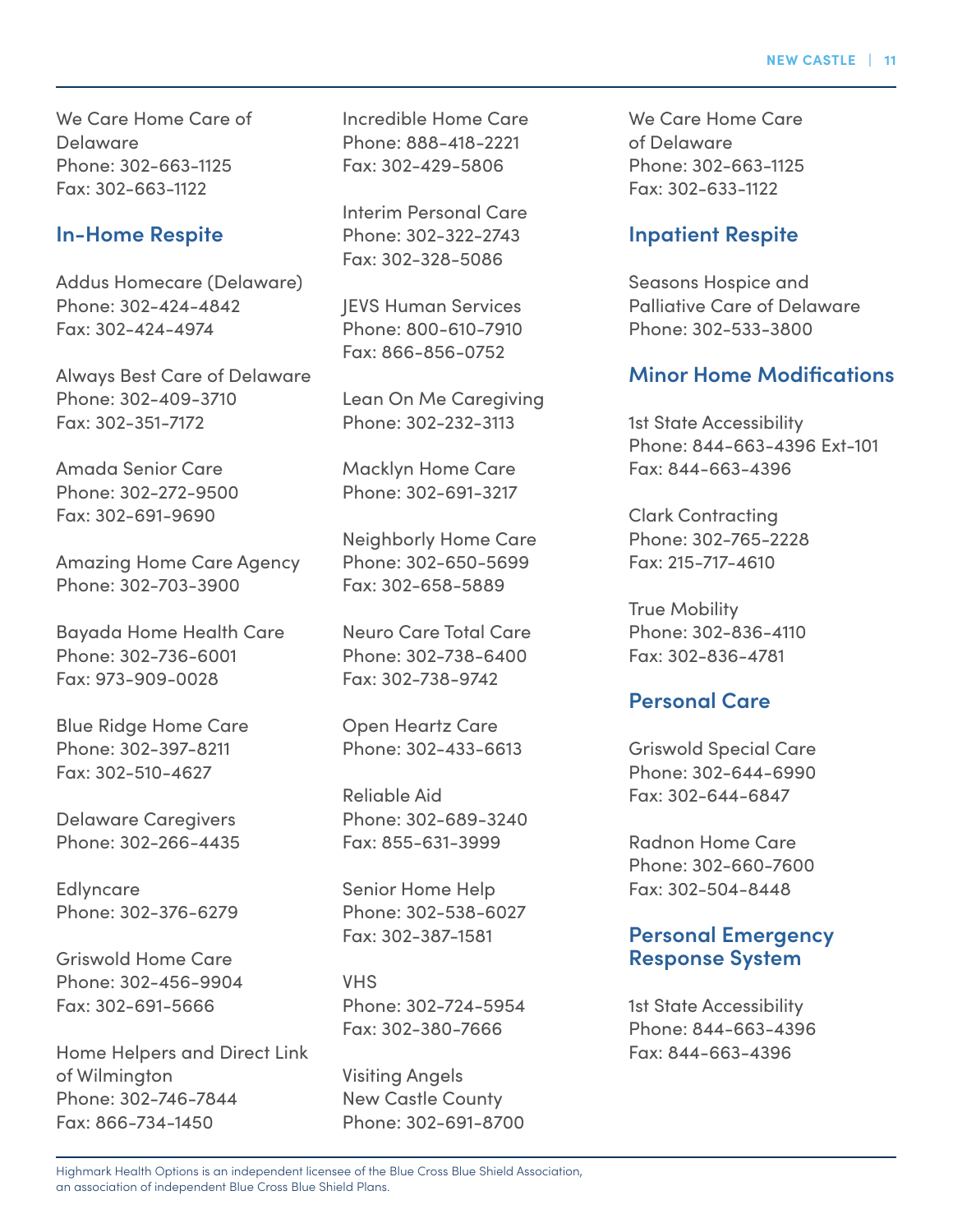We Care Home Care of Delaware
Phone: 302-663-1125
Fax: 302-663-1122

## In-Home Respite

Addus Homecare (Delaware)
Phone: 302-424-4842
Fax: 302-424-4974

Always Best Care of Delaware
Phone: 302-409-3710
Fax: 302-351-7172

Amada Senior Care
Phone: 302-272-9500
Fax: 302-691-9690

Amazing Home Care Agency
Phone: 302-703-3900

Bayada Home Health Care
Phone: 302-736-6001
Fax: 973-909-0028

Blue Ridge Home Care
Phone: 302-397-8211
Fax: 302-510-4627

Delaware Caregivers
Phone: 302-266-4435

Edlyncare
Phone: 302-376-6279

Griswold Home Care
Phone: 302-456-9904
Fax: 302-691-5666

Home Helpers and Direct Link of Wilmington
Phone: 302-746-7844
Fax: 866-734-1450

Incredible Home Care
Phone: 888-418-2221
Fax: 302-429-5806

Interim Personal Care
Phone: 302-322-2743
Fax: 302-328-5086

JEVS Human Services
Phone: 800-610-7910
Fax: 866-856-0752

Lean On Me Caregiving
Phone: 302-232-3113

Macklyn Home Care
Phone: 302-691-3217

Neighborly Home Care
Phone: 302-650-5699
Fax: 302-658-5889

Neuro Care Total Care
Phone: 302-738-6400
Fax: 302-738-9742

Open Heartz Care
Phone: 302-433-6613

Reliable Aid
Phone: 302-689-3240
Fax: 855-631-3999

Senior Home Help
Phone: 302-538-6027
Fax: 302-387-1581

VHS
Phone: 302-724-5954
Fax: 302-380-7666

Visiting Angels New Castle County
Phone: 302-691-8700

We Care Home Care of Delaware
Phone: 302-663-1125
Fax: 302-633-1122

## Inpatient Respite

Seasons Hospice and Palliative Care of Delaware
Phone: 302-533-3800

## Minor Home Modifications

1st State Accessibility
Phone: 844-663-4396 Ext-101
Fax: 844-663-4396

Clark Contracting
Phone: 302-765-2228
Fax: 215-717-4610

True Mobility
Phone: 302-836-4110
Fax: 302-836-4781

## Personal Care

Griswold Special Care
Phone: 302-644-6990
Fax: 302-644-6847

Radnon Home Care
Phone: 302-660-7600
Fax: 302-504-8448

## Personal Emergency Response System

1st State Accessibility
Phone: 844-663-4396
Fax: 844-663-4396

Highmark Health Options is an independent licensee of the Blue Cross Blue Shield Association, an association of independent Blue Cross Blue Shield Plans.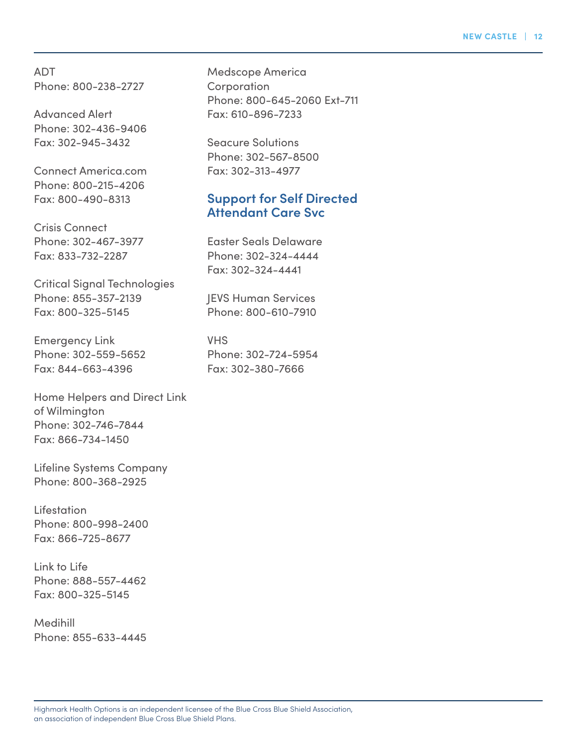ADT
Phone: 800-238-2727

Advanced Alert
Phone: 302-436-9406
Fax: 302-945-3432

Connect America.com
Phone: 800-215-4206
Fax: 800-490-8313

Crisis Connect
Phone: 302-467-3977
Fax: 833-732-2287

Critical Signal Technologies
Phone: 855-357-2139
Fax: 800-325-5145

Emergency Link
Phone: 302-559-5652
Fax: 844-663-4396

Home Helpers and Direct Link of Wilmington
Phone: 302-746-7844
Fax: 866-734-1450

Lifeline Systems Company
Phone: 800-368-2925

Lifestation
Phone: 800-998-2400
Fax: 866-725-8677

Link to Life
Phone: 888-557-4462
Fax: 800-325-5145

Medihill
Phone: 855-633-4445

Medscope America Corporation
Phone: 800-645-2060 Ext-711
Fax: 610-896-7233

Seacure Solutions
Phone: 302-567-8500
Fax: 302-313-4977

## Support for Self Directed Attendant Care Svc

Easter Seals Delaware
Phone: 302-324-4444
Fax: 302-324-4441

JEVS Human Services
Phone: 800-610-7910

VHS
Phone: 302-724-5954
Fax: 302-380-7666

Highmark Health Options is an independent licensee of the Blue Cross Blue Shield Association, an association of independent Blue Cross Blue Shield Plans.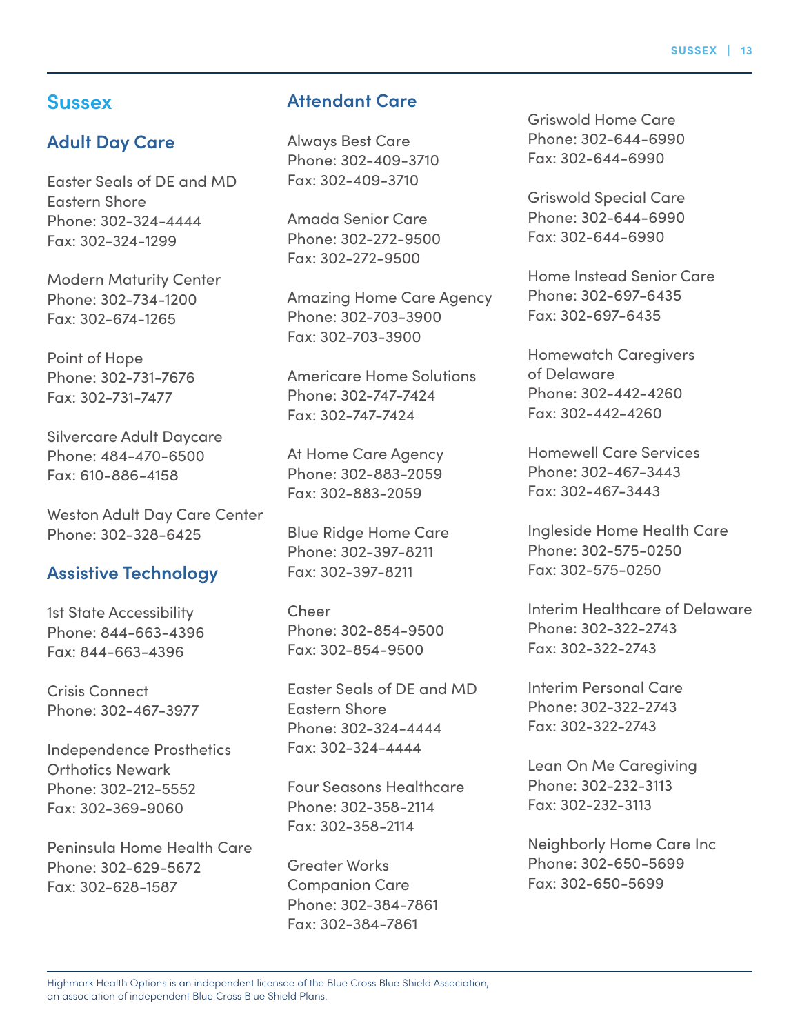# Sussex

## Adult Day Care

Easter Seals of DE and MD Eastern Shore
Phone: 302-324-4444
Fax: 302-324-1299

Modern Maturity Center
Phone: 302-734-1200
Fax: 302-674-1265

Point of Hope
Phone: 302-731-7676
Fax: 302-731-7477

Silvercare Adult Daycare
Phone: 484-470-6500
Fax: 610-886-4158

Weston Adult Day Care Center
Phone: 302-328-6425

## Assistive Technology

1st State Accessibility
Phone: 844-663-4396
Fax: 844-663-4396

Crisis Connect
Phone: 302-467-3977

Independence Prosthetics Orthotics Newark
Phone: 302-212-5552
Fax: 302-369-9060

Peninsula Home Health Care
Phone: 302-629-5672
Fax: 302-628-1587

## Attendant Care

Always Best Care
Phone: 302-409-3710
Fax: 302-409-3710

Amada Senior Care
Phone: 302-272-9500
Fax: 302-272-9500

Amazing Home Care Agency
Phone: 302-703-3900
Fax: 302-703-3900

Americare Home Solutions
Phone: 302-747-7424
Fax: 302-747-7424

At Home Care Agency
Phone: 302-883-2059
Fax: 302-883-2059

Blue Ridge Home Care
Phone: 302-397-8211
Fax: 302-397-8211

Cheer
Phone: 302-854-9500
Fax: 302-854-9500

Easter Seals of DE and MD Eastern Shore
Phone: 302-324-4444
Fax: 302-324-4444

Four Seasons Healthcare
Phone: 302-358-2114
Fax: 302-358-2114

Greater Works Companion Care
Phone: 302-384-7861
Fax: 302-384-7861

Griswold Home Care
Phone: 302-644-6990
Fax: 302-644-6990

Griswold Special Care
Phone: 302-644-6990
Fax: 302-644-6990

Home Instead Senior Care
Phone: 302-697-6435
Fax: 302-697-6435

Homewatch Caregivers of Delaware
Phone: 302-442-4260
Fax: 302-442-4260

Homewell Care Services
Phone: 302-467-3443
Fax: 302-467-3443

Ingleside Home Health Care
Phone: 302-575-0250
Fax: 302-575-0250

Interim Healthcare of Delaware
Phone: 302-322-2743
Fax: 302-322-2743

Interim Personal Care
Phone: 302-322-2743
Fax: 302-322-2743

Lean On Me Caregiving
Phone: 302-232-3113
Fax: 302-232-3113

Neighborly Home Care Inc
Phone: 302-650-5699
Fax: 302-650-5699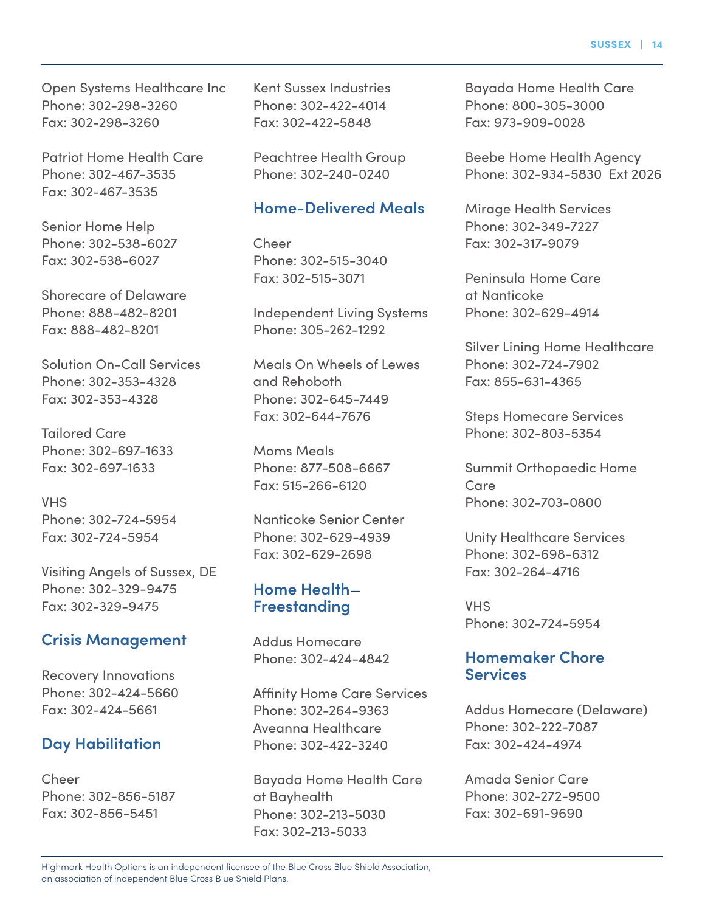Open Systems Healthcare Inc
Phone: 302-298-3260
Fax: 302-298-3260

Patriot Home Health Care
Phone: 302-467-3535
Fax: 302-467-3535

Senior Home Help
Phone: 302-538-6027
Fax: 302-538-6027

Shorecare of Delaware
Phone: 888-482-8201
Fax: 888-482-8201

Solution On-Call Services
Phone: 302-353-4328
Fax: 302-353-4328

Tailored Care
Phone: 302-697-1633
Fax: 302-697-1633

VHS
Phone: 302-724-5954
Fax: 302-724-5954

Visiting Angels of Sussex, DE
Phone: 302-329-9475
Fax: 302-329-9475

## Crisis Management

Recovery Innovations
Phone: 302-424-5660
Fax: 302-424-5661

## Day Habilitation

Cheer
Phone: 302-856-5187
Fax: 302-856-5451

Kent Sussex Industries
Phone: 302-422-4014
Fax: 302-422-5848

Peachtree Health Group
Phone: 302-240-0240

## Home-Delivered Meals

Cheer
Phone: 302-515-3040
Fax: 302-515-3071

Independent Living Systems
Phone: 305-262-1292

Meals On Wheels of Lewes and Rehoboth
Phone: 302-645-7449
Fax: 302-644-7676

Moms Meals
Phone: 877-508-6667
Fax: 515-266-6120

Nanticoke Senior Center
Phone: 302-629-4939
Fax: 302-629-2698

## Home Health—Freestanding

Addus Homecare
Phone: 302-424-4842

Affinity Home Care Services
Phone: 302-264-9363
Aveanna Healthcare
Phone: 302-422-3240

Bayada Home Health Care at Bayhealth
Phone: 302-213-5030
Fax: 302-213-5033

Bayada Home Health Care
Phone: 800-305-3000
Fax: 973-909-0028

Beebe Home Health Agency
Phone: 302-934-5830 Ext 2026

Mirage Health Services
Phone: 302-349-7227
Fax: 302-317-9079

Peninsula Home Care at Nanticoke
Phone: 302-629-4914

Silver Lining Home Healthcare
Phone: 302-724-7902
Fax: 855-631-4365

Steps Homecare Services
Phone: 302-803-5354

Summit Orthopaedic Home Care
Phone: 302-703-0800

Unity Healthcare Services
Phone: 302-698-6312
Fax: 302-264-4716

VHS
Phone: 302-724-5954

## Homemaker Chore Services

Addus Homecare (Delaware)
Phone: 302-222-7087
Fax: 302-424-4974

Amada Senior Care
Phone: 302-272-9500
Fax: 302-691-9690

Highmark Health Options is an independent licensee of the Blue Cross Blue Shield Association, an association of independent Blue Cross Blue Shield Plans.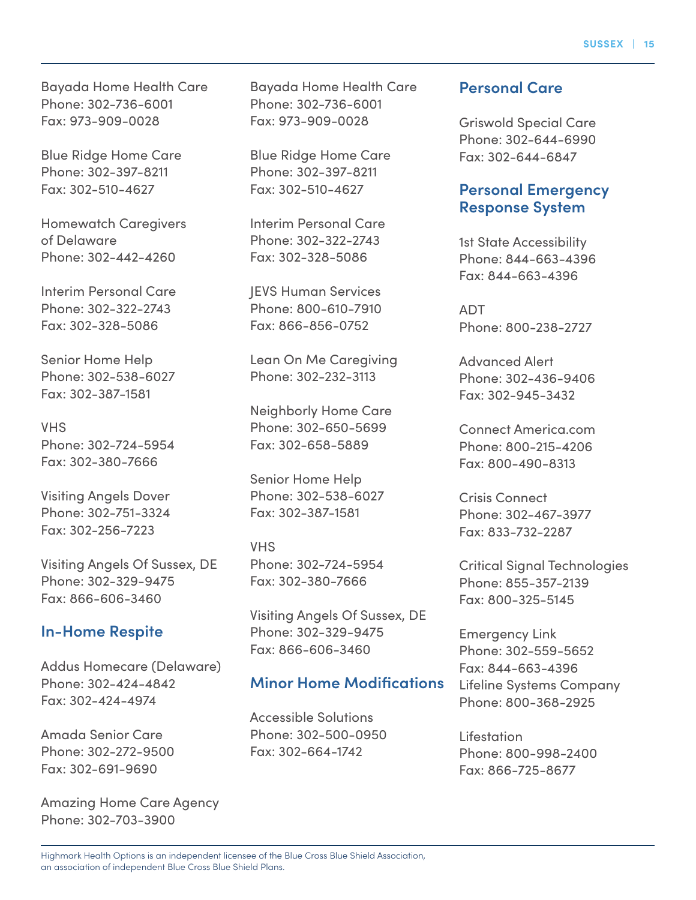Bayada Home Health Care
Phone: 302-736-6001
Fax: 973-909-0028

Blue Ridge Home Care
Phone: 302-397-8211
Fax: 302-510-4627

Homewatch Caregivers of Delaware
Phone: 302-442-4260

Interim Personal Care
Phone: 302-322-2743
Fax: 302-328-5086

Senior Home Help
Phone: 302-538-6027
Fax: 302-387-1581

VHS
Phone: 302-724-5954
Fax: 302-380-7666

Visiting Angels Dover
Phone: 302-751-3324
Fax: 302-256-7223

Visiting Angels Of Sussex, DE
Phone: 302-329-9475
Fax: 866-606-3460

## In-Home Respite

Addus Homecare (Delaware)
Phone: 302-424-4842
Fax: 302-424-4974

Amada Senior Care
Phone: 302-272-9500
Fax: 302-691-9690

Amazing Home Care Agency
Phone: 302-703-3900

Bayada Home Health Care
Phone: 302-736-6001
Fax: 973-909-0028

Blue Ridge Home Care
Phone: 302-397-8211
Fax: 302-510-4627

Interim Personal Care
Phone: 302-322-2743
Fax: 302-328-5086

JEVS Human Services
Phone: 800-610-7910
Fax: 866-856-0752

Lean On Me Caregiving
Phone: 302-232-3113

Neighborly Home Care
Phone: 302-650-5699
Fax: 302-658-5889

Senior Home Help
Phone: 302-538-6027
Fax: 302-387-1581

VHS
Phone: 302-724-5954
Fax: 302-380-7666

Visiting Angels Of Sussex, DE
Phone: 302-329-9475
Fax: 866-606-3460

## Minor Home Modifications

Accessible Solutions
Phone: 302-500-0950
Fax: 302-664-1742

## Personal Care

Griswold Special Care
Phone: 302-644-6990
Fax: 302-644-6847

## Personal Emergency Response System

1st State Accessibility
Phone: 844-663-4396
Fax: 844-663-4396

ADT
Phone: 800-238-2727

Advanced Alert
Phone: 302-436-9406
Fax: 302-945-3432

Connect America.com
Phone: 800-215-4206
Fax: 800-490-8313

Crisis Connect
Phone: 302-467-3977
Fax: 833-732-2287

Critical Signal Technologies
Phone: 855-357-2139
Fax: 800-325-5145

Emergency Link
Phone: 302-559-5652
Fax: 844-663-4396

Lifeline Systems Company
Phone: 800-368-2925

Lifestation
Phone: 800-998-2400
Fax: 866-725-8677

Highmark Health Options is an independent licensee of the Blue Cross Blue Shield Association, an association of independent Blue Cross Blue Shield Plans.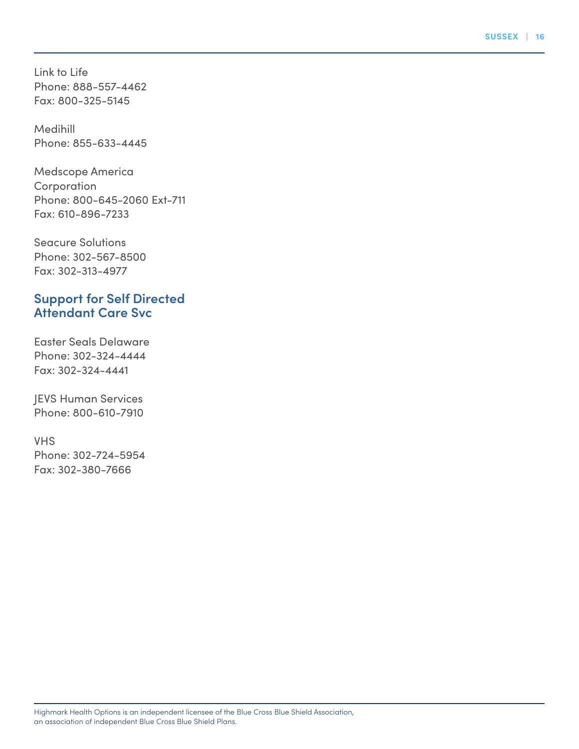Link to Life
Phone: 888-557-4462
Fax: 800-325-5145

Medihill
Phone: 855-633-4445

Medscope America Corporation
Phone: 800-645-2060 Ext-711
Fax: 610-896-7233

Seacure Solutions
Phone: 302-567-8500
Fax: 302-313-4977

## Support for Self Directed Attendant Care Svc

Easter Seals Delaware
Phone: 302-324-4444
Fax: 302-324-4441

JEVS Human Services
Phone: 800-610-7910

VHS
Phone: 302-724-5954
Fax: 302-380-7666

Highmark Health Options is an independent licensee of the Blue Cross Blue Shield Association, an association of independent Blue Cross Blue Shield Plans.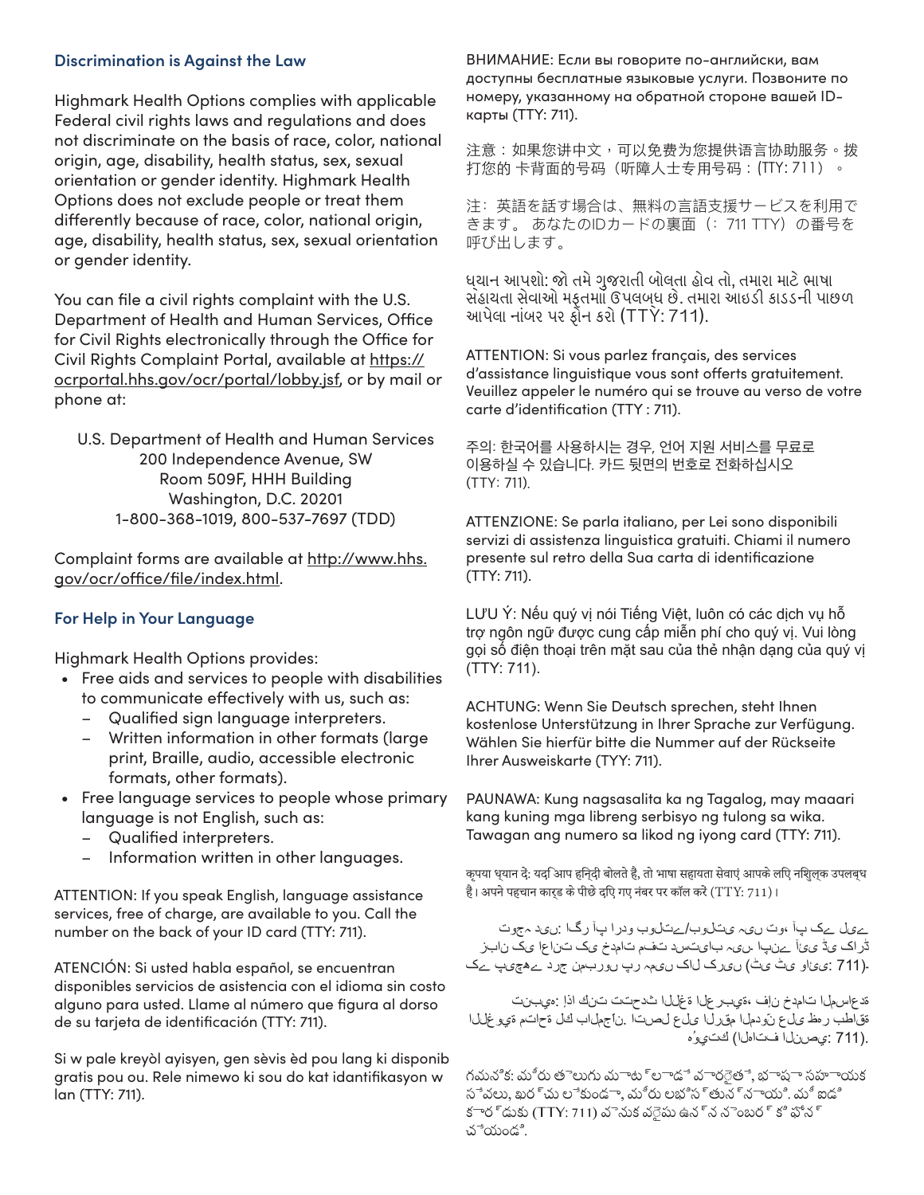## Discrimination is Against the Law

Highmark Health Options complies with applicable Federal civil rights laws and regulations and does not discriminate on the basis of race, color, national origin, age, disability, health status, sex, sexual orientation or gender identity. Highmark Health Options does not exclude people or treat them differently because of race, color, national origin, age, disability, health status, sex, sexual orientation or gender identity.

You can file a civil rights complaint with the U.S. Department of Health and Human Services, Office for Civil Rights electronically through the Office for Civil Rights Complaint Portal, available at https://ocrportal.hhs.gov/ocr/portal/lobby.jsf, or by mail or phone at:

U.S. Department of Health and Human Services
200 Independence Avenue, SW
Room 509F, HHH Building
Washington, D.C. 20201
1-800-368-1019, 800-537-7697 (TDD)

Complaint forms are available at http://www.hhs.gov/ocr/office/file/index.html.

## For Help in Your Language

Highmark Health Options provides:

- Free aids and services to people with disabilities to communicate effectively with us, such as:
  - Qualified sign language interpreters.
  - Written information in other formats (large print, Braille, audio, accessible electronic formats, other formats).
- Free language services to people whose primary language is not English, such as:
  - Qualified interpreters.
  - Information written in other languages.

ATTENTION: If you speak English, language assistance services, free of charge, are available to you. Call the number on the back of your ID card (TTY: 711).

ATENCIÓN: Si usted habla español, se encuentran disponibles servicios de asistencia con el idioma sin costo alguno para usted. Llame al número que figura al dorso de su tarjeta de identificación (TTY: 711).

Si w pale kreyòl ayisyen, gen sèvis èd pou lang ki disponib gratis pou ou. Rele nimewo ki sou do kat idantifikasyon w lan (TTY: 711).

ВНИМАНИЕ: Если вы говорите по-английски, вам доступны бесплатные языковые услуги. Позвоните по номеру, указанному на обратной стороне вашей ID-карты (TTY: 711).

注意：如果您讲中文，可以免费为您提供语言协助服务。拨打您的 卡背面的号码（听障人士专用号码：(TTY: 711）。

注：英語を話す場合は、無料の言語支援サービスを利用できます。 あなたのIDカードの裏面（: 711 TTY）の番号を呼び出します。

ધ્યાન આપશો: જો તમે ગુજરાતી બોલતા હોવ તો, તમારા માટે ભાષા સહાયતા સેવાઓ મફતમાં ઉપલબ્ધ છે. તમારા આઇડી કાર્ડની પાછળ આપેલા નંબર પર ફોન કરો (TTY: 711).

ATTENTION: Si vous parlez français, des services d'assistance linguistique vous sont offerts gratuitement. Veuillez appeler le numéro qui se trouve au verso de votre carte d'identification (TTY : 711).

주의: 한국어를 사용하시는 경우, 언어 지원 서비스를 무료로 이용하실 수 있습니다. 카드 뒷면의 번호로 전화하십시오 (TTY: 711).

ATTENZIONE: Se parla italiano, per Lei sono disponibili servizi di assistenza linguistica gratuiti. Chiami il numero presente sul retro della Sua carta di identificazione (TTY: 711).

LƯU Ý: Nếu quý vị nói Tiếng Việt, luôn có các dịch vụ hỗ trợ ngôn ngữ được cung cấp miễn phí cho quý vị. Vui lòng gọi số điện thoại trên mặt sau của thẻ nhận dạng của quý vị (TTY: 711).

ACHTUNG: Wenn Sie Deutsch sprechen, steht Ihnen kostenlose Unterstützung in Ihrer Sprache zur Verfügung. Wählen Sie hierfür bitte die Nummer auf der Rückseite Ihrer Ausweiskarte (TYY: 711).

PAUNAWA: Kung nagsasalita ka ng Tagalog, may maaari kang kuning mga libreng serbisyo ng tulong sa wika. Tawagan ang numero sa likod ng iyong card (TTY: 711).

कृपया ध्यान दें: यदि आप हिन्दी बोलते है, तो भाषा सहायता सेवाएं आपके लिए निशुल्क उपलब्ध है। अपने पहचान कार्ड के पीछे दिए गए नंबर पर कॉल करें (TTY: 711)।

توجہ دیں: اگر آپ اردو بولتے/بولتی ہیں تو، آپ کے لیے زبان کی اعانت کی خدمات مفت دستیاب ہیں۔ اپنے آئی ڈی کارڈ کے پیچھے درج نمبر پر کال کریں (ٹی ٹی وائی: 711)۔

تنبيه: إذا كنت تتحدث اللغة العربية، فإن خدمات المساعدة اللغوية متاحة لك بالمجان. اتصل على الرقم المدوّن على ظهر بطاقة هُويتك (الهاتف النصي: 711).

గమనిక: మీరు తెలుగు మాట్లాడే వారైతే, భాషా సహాయక సేవలు, ఖర్చు లేకుండా, మీరు లభిస్తున్నాయి. మీ ఐడి కార్డుకు (TTY: 711) వెనుక వైపు ఉన్న నంబర్ కి ఫోన్ చేయండి.